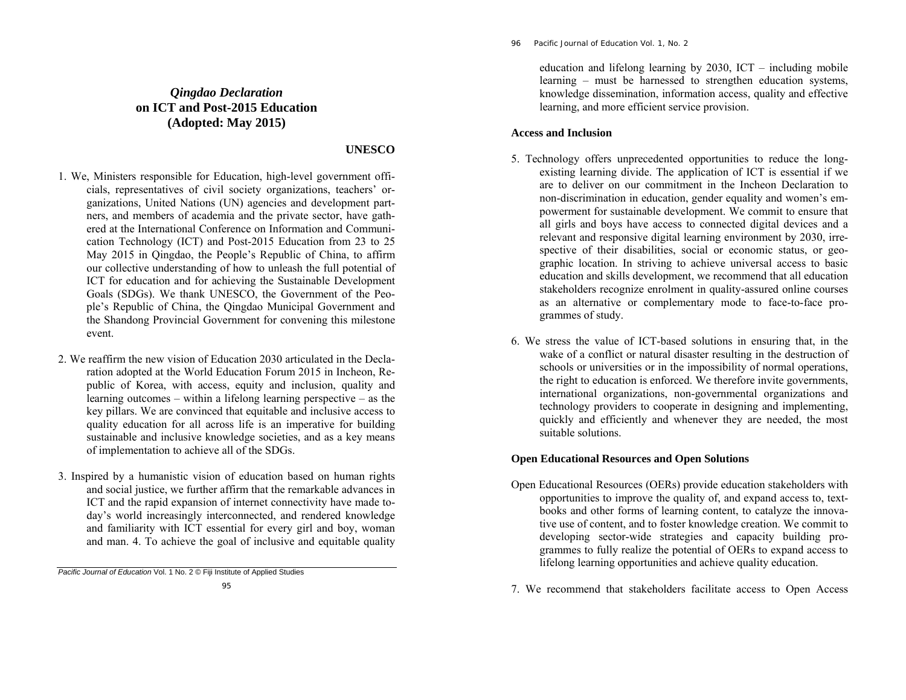# *Qingdao Declaration* on ICT and Post-2015 Education (Adopted: May 2015)

**UNESCO**

1. We, Ministers responsible for Education, high-level government officials, representatives of civil society organizations, teachers' organizations, United Nations (UN) agencies and development partners, and members of academia and the private sector, have gathered at the International Conference on Information and Communication Technology (ICT) and Post-2015 Education from 23 to 25 May 2015 in Qingdao, the People's Republic of China, to affirm our collective understanding of how to unleash the full potential of ICT for education and for achieving the Sustainable Development Goals (SDGs). We thank UNESCO, the Government of the People's Republic of China, the Qingdao Municipal Government and the Shandong Provincial Government for convening this milestone event.

2. We reaffirm the new vision of Education 2030 articulated in the Declaration adopted at the World Education Forum 2015 in Incheon, Republic of Korea, with access, equity and inclusion, quality and learning outcomes – within a lifelong learning perspective – as the key pillars. We are convinced that equitable and inclusive access to quality education for all across life is an imperative for building sustainable and inclusive knowledge societies, and as a key means of implementation to achieve all of the SDGs.

3. Inspired by a humanistic vision of education based on human rights and social justice, we further affirm that the remarkable advances in ICT and the rapid expansion of internet connectivity have made today's world increasingly interconnected, and rendered knowledge and familiarity with ICT essential for every girl and boy, woman and man.

4. To achieve the goal of inclusive and equitable quality education and lifelong learning by 2030, ICT – including mobile learning – must be harnessed to strengthen education systems, knowledge dissemination, information access, quality and effective learning, and more efficient service provision.

**Access and Inclusion**

5. Technology offers unprecedented opportunities to reduce the long-existing learning divide. The application of ICT is essential if we are to deliver on our commitment in the Incheon Declaration to non-discrimination in education, gender equality and women's empowerment for sustainable development. We commit to ensure that all girls and boys have access to connected digital devices and a relevant and responsive digital learning environment by 2030, irrespective of their disabilities, social or economic status, or geographic location. In striving to achieve universal access to basic education and skills development, we recommend that all education stakeholders recognize enrolment in quality-assured online courses as an alternative or complementary mode to face-to-face programmes of study.

6. We stress the value of ICT-based solutions in ensuring that, in the wake of a conflict or natural disaster resulting in the destruction of schools or universities or in the impossibility of normal operations, the right to education is enforced. We therefore invite governments, international organizations, non-governmental organizations and technology providers to cooperate in designing and implementing, quickly and efficiently and whenever they are needed, the most suitable solutions.

**Open Educational Resources and Open Solutions**

Open Educational Resources (OERs) provide education stakeholders with opportunities to improve the quality of, and expand access to, textbooks and other forms of learning content, to catalyze the innovative use of content, and to foster knowledge creation. We commit to developing sector-wide strategies and capacity building programmes to fully realize the potential of OERs to expand access to lifelong learning opportunities and achieve quality education.

7. We recommend that stakeholders facilitate access to Open Access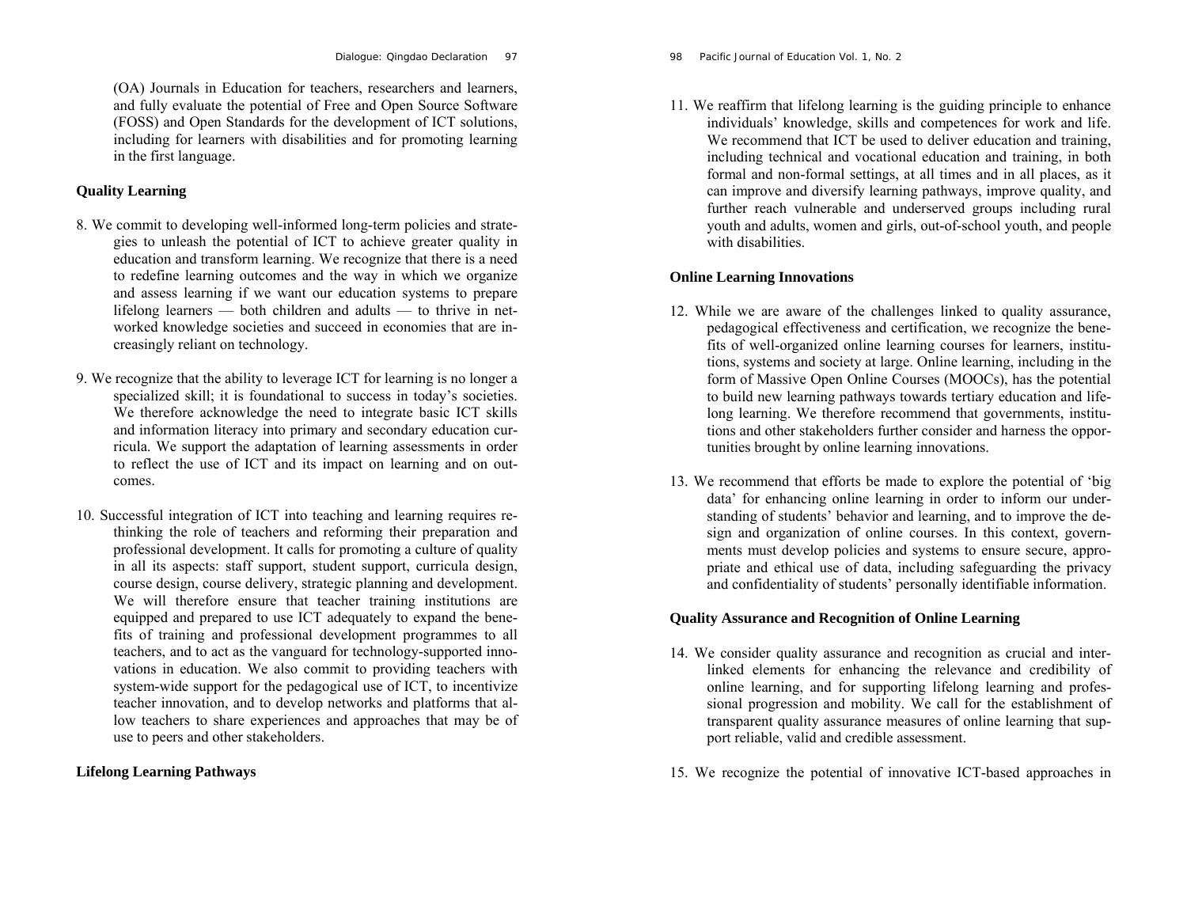(OA) Journals in Education for teachers, researchers and learners, and fully evaluate the potential of Free and Open Source Software (FOSS) and Open Standards for the development of ICT solutions, including for learners with disabilities and for promoting learning in the first language.

### Quality Learning

8. We commit to developing well-informed long-term policies and strategies to unleash the potential of ICT to achieve greater quality in education and transform learning. We recognize that there is a need to redefine learning outcomes and the way in which we organize and assess learning if we want our education systems to prepare lifelong learners — both children and adults — to thrive in networked knowledge societies and succeed in economies that are increasingly reliant on technology.

9. We recognize that the ability to leverage ICT for learning is no longer a specialized skill; it is foundational to success in today's societies. We therefore acknowledge the need to integrate basic ICT skills and information literacy into primary and secondary education curricula. We support the adaptation of learning assessments in order to reflect the use of ICT and its impact on learning and on outcomes.

10. Successful integration of ICT into teaching and learning requires rethinking the role of teachers and reforming their preparation and professional development. It calls for promoting a culture of quality in all its aspects: staff support, student support, curricula design, course design, course delivery, strategic planning and development. We will therefore ensure that teacher training institutions are equipped and prepared to use ICT adequately to expand the benefits of training and professional development programmes to all teachers, and to act as the vanguard for technology-supported innovations in education. We also commit to providing teachers with system-wide support for the pedagogical use of ICT, to incentivize teacher innovation, and to develop networks and platforms that allow teachers to share experiences and approaches that may be of use to peers and other stakeholders.

### Lifelong Learning Pathways

11. We reaffirm that lifelong learning is the guiding principle to enhance individuals' knowledge, skills and competences for work and life. We recommend that ICT be used to deliver education and training, including technical and vocational education and training, in both formal and non-formal settings, at all times and in all places, as it can improve and diversify learning pathways, improve quality, and further reach vulnerable and underserved groups including rural youth and adults, women and girls, out-of-school youth, and people with disabilities.

### Online Learning Innovations

12. While we are aware of the challenges linked to quality assurance, pedagogical effectiveness and certification, we recognize the benefits of well-organized online learning courses for learners, institutions, systems and society at large. Online learning, including in the form of Massive Open Online Courses (MOOCs), has the potential to build new learning pathways towards tertiary education and lifelong learning. We therefore recommend that governments, institutions and other stakeholders further consider and harness the opportunities brought by online learning innovations.

13. We recommend that efforts be made to explore the potential of 'big data' for enhancing online learning in order to inform our understanding of students' behavior and learning, and to improve the design and organization of online courses. In this context, governments must develop policies and systems to ensure secure, appropriate and ethical use of data, including safeguarding the privacy and confidentiality of students' personally identifiable information.

### Quality Assurance and Recognition of Online Learning

14. We consider quality assurance and recognition as crucial and interlinked elements for enhancing the relevance and credibility of online learning, and for supporting lifelong learning and professional progression and mobility. We call for the establishment of transparent quality assurance measures of online learning that support reliable, valid and credible assessment.

15. We recognize the potential of innovative ICT-based approaches in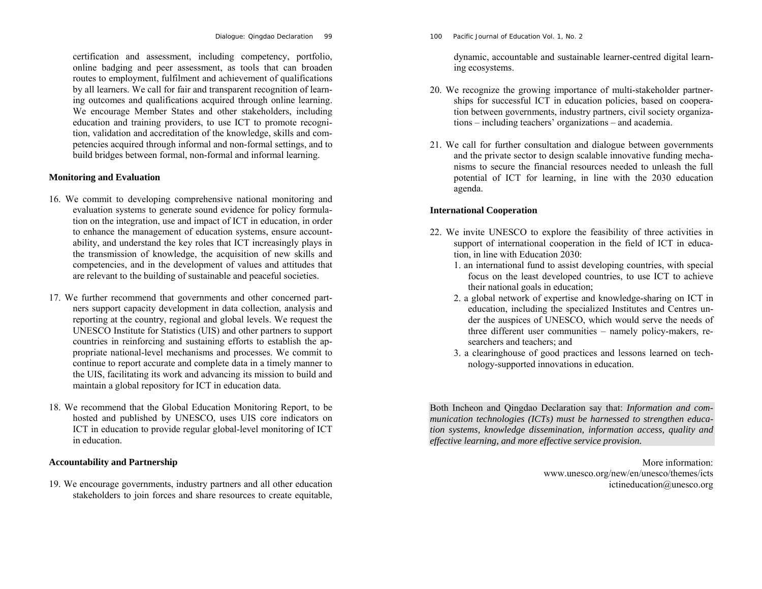certification and assessment, including competency, portfolio, online badging and peer assessment, as tools that can broaden routes to employment, fulfilment and achievement of qualifications by all learners. We call for fair and transparent recognition of learning outcomes and qualifications acquired through online learning. We encourage Member States and other stakeholders, including education and training providers, to use ICT to promote recognition, validation and accreditation of the knowledge, skills and competencies acquired through informal and non-formal settings, and to build bridges between formal, non-formal and informal learning.

**Monitoring and Evaluation**

16. We commit to developing comprehensive national monitoring and evaluation systems to generate sound evidence for policy formulation on the integration, use and impact of ICT in education, in order to enhance the management of education systems, ensure accountability, and understand the key roles that ICT increasingly plays in the transmission of knowledge, the acquisition of new skills and competencies, and in the development of values and attitudes that are relevant to the building of sustainable and peaceful societies.

17. We further recommend that governments and other concerned partners support capacity development in data collection, analysis and reporting at the country, regional and global levels. We request the UNESCO Institute for Statistics (UIS) and other partners to support countries in reinforcing and sustaining efforts to establish the appropriate national-level mechanisms and processes. We commit to continue to report accurate and complete data in a timely manner to the UIS, facilitating its work and advancing its mission to build and maintain a global repository for ICT in education data.

18. We recommend that the Global Education Monitoring Report, to be hosted and published by UNESCO, uses UIS core indicators on ICT in education to provide regular global-level monitoring of ICT in education.

**Accountability and Partnership**

19. We encourage governments, industry partners and all other education stakeholders to join forces and share resources to create equitable, dynamic, accountable and sustainable learner-centred digital learning ecosystems.

20. We recognize the growing importance of multi-stakeholder partnerships for successful ICT in education policies, based on cooperation between governments, industry partners, civil society organizations – including teachers' organizations – and academia.

21. We call for further consultation and dialogue between governments and the private sector to design scalable innovative funding mechanisms to secure the financial resources needed to unleash the full potential of ICT for learning, in line with the 2030 education agenda.

**International Cooperation**

22. We invite UNESCO to explore the feasibility of three activities in support of international cooperation in the field of ICT in education, in line with Education 2030:
    1. an international fund to assist developing countries, with special focus on the least developed countries, to use ICT to achieve their national goals in education;
    2. a global network of expertise and knowledge-sharing on ICT in education, including the specialized Institutes and Centres under the auspices of UNESCO, which would serve the needs of three different user communities – namely policy-makers, researchers and teachers; and
    3. a clearinghouse of good practices and lessons learned on technology-supported innovations in education.

Both Incheon and Qingdao Declaration say that: *Information and communication technologies (ICTs) must be harnessed to strengthen education systems, knowledge dissemination, information access, quality and effective learning, and more effective service provision.*

More information:
www.unesco.org/new/en/unesco/themes/icts
ictineducation@unesco.org